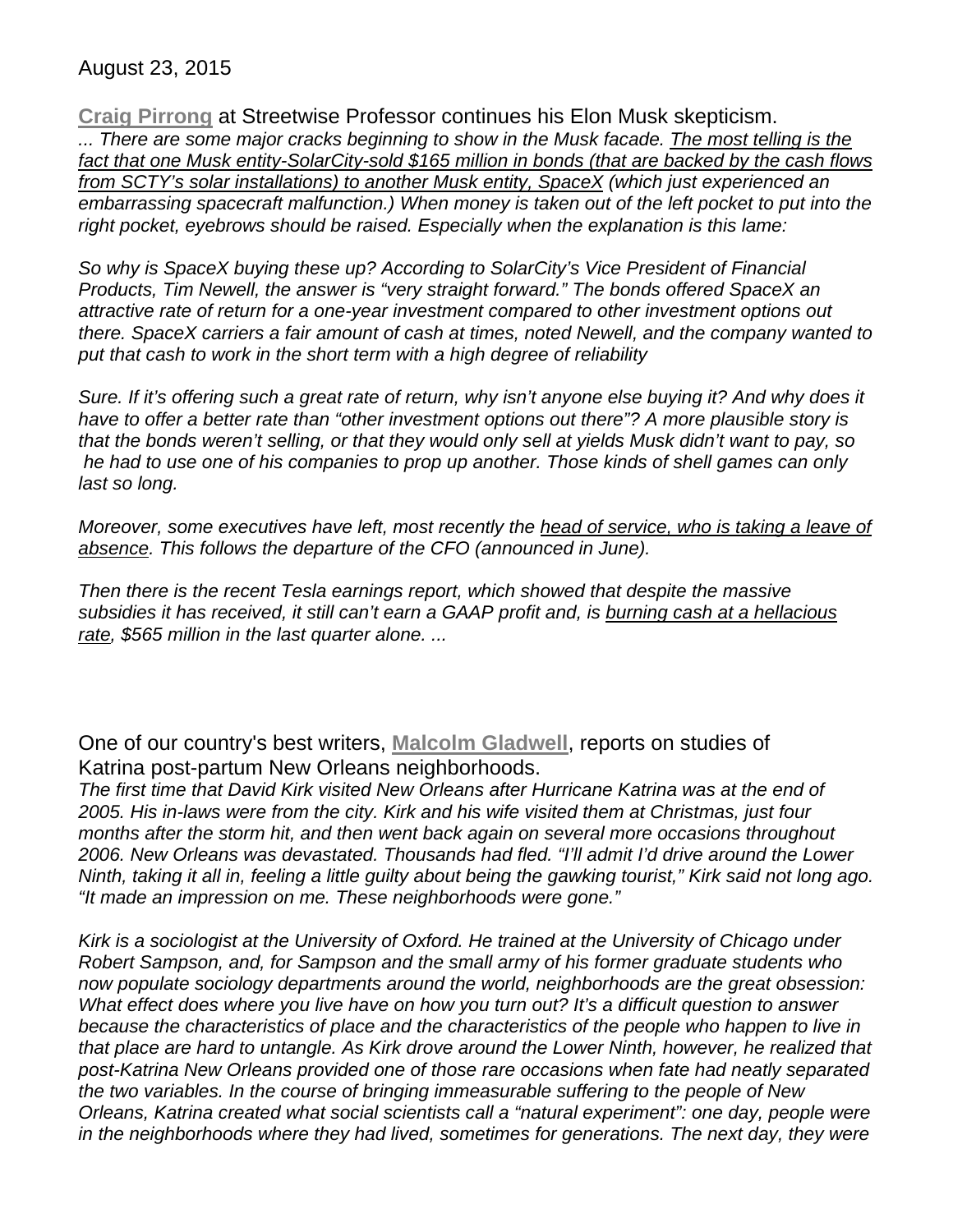August 23, 2015

**Craig Pirrong** at Streetwise Professor continues his Elon Musk skepticism.

*... There are some major cracks beginning to show in the Musk facade. The most telling is the fact that one Musk entity-SolarCity-sold $165 million in bonds (that are backed by the cash flows from SCTY's solar installations) to another Musk entity, SpaceX (which just experienced an embarrassing spacecraft malfunction.) When money is taken out of the left pocket to put into the right pocket, eyebrows should be raised. Especially when the explanation is this lame:*

*So why is SpaceX buying these up? According to SolarCity's Vice President of Financial Products, Tim Newell, the answer is "very straight forward." The bonds offered SpaceX an attractive rate of return for a one-year investment compared to other investment options out there. SpaceX carriers a fair amount of cash at times, noted Newell, and the company wanted to put that cash to work in the short term with a high degree of reliability*

*Sure. If it's offering such a great rate of return, why isn't anyone else buying it? And why does it have to offer a better rate than "other investment options out there"? A more plausible story is that the bonds weren't selling, or that they would only sell at yields Musk didn't want to pay, so he had to use one of his companies to prop up another. Those kinds of shell games can only last so long.*

*Moreover, some executives have left, most recently the head of service, who is taking a leave of absence. This follows the departure of the CFO (announced in June).*

*Then there is the recent Tesla earnings report, which showed that despite the massive subsidies it has received, it still can't earn a GAAP profit and, is burning cash at a hellacious rate, $565 million in the last quarter alone. ...*

One of our country's best writers, **Malcolm Gladwell**, reports on studies of Katrina post-partum New Orleans neighborhoods.

*The first time that David Kirk visited New Orleans after Hurricane Katrina was at the end of 2005. His in-laws were from the city. Kirk and his wife visited them at Christmas, just four months after the storm hit, and then went back again on several more occasions throughout 2006. New Orleans was devastated. Thousands had fled. "I'll admit I'd drive around the Lower Ninth, taking it all in, feeling a little guilty about being the gawking tourist," Kirk said not long ago. "It made an impression on me. These neighborhoods were gone."*

*Kirk is a sociologist at the University of Oxford. He trained at the University of Chicago under Robert Sampson, and, for Sampson and the small army of his former graduate students who now populate sociology departments around the world, neighborhoods are the great obsession: What effect does where you live have on how you turn out? It's a difficult question to answer because the characteristics of place and the characteristics of the people who happen to live in that place are hard to untangle. As Kirk drove around the Lower Ninth, however, he realized that post-Katrina New Orleans provided one of those rare occasions when fate had neatly separated the two variables. In the course of bringing immeasurable suffering to the people of New Orleans, Katrina created what social scientists call a "natural experiment": one day, people were in the neighborhoods where they had lived, sometimes for generations. The next day, they were*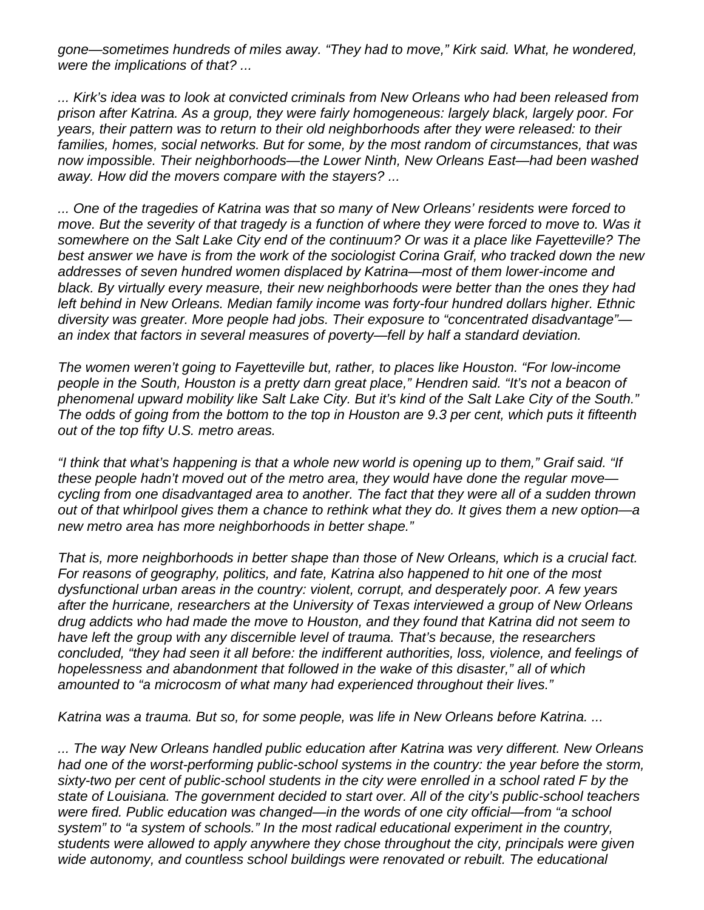*gone—sometimes hundreds of miles away. "They had to move," Kirk said. What, he wondered, were the implications of that? ...*

*... Kirk's idea was to look at convicted criminals from New Orleans who had been released from prison after Katrina. As a group, they were fairly homogeneous: largely black, largely poor. For years, their pattern was to return to their old neighborhoods after they were released: to their families, homes, social networks. But for some, by the most random of circumstances, that was now impossible. Their neighborhoods—the Lower Ninth, New Orleans East—had been washed away. How did the movers compare with the stayers? ...*

*... One of the tragedies of Katrina was that so many of New Orleans' residents were forced to move. But the severity of that tragedy is a function of where they were forced to move to. Was it somewhere on the Salt Lake City end of the continuum? Or was it a place like Fayetteville? The best answer we have is from the work of the sociologist Corina Graif, who tracked down the new addresses of seven hundred women displaced by Katrina—most of them lower-income and black. By virtually every measure, their new neighborhoods were better than the ones they had left behind in New Orleans. Median family income was forty-four hundred dollars higher. Ethnic diversity was greater. More people had jobs. Their exposure to "concentrated disadvantage"—an index that factors in several measures of poverty—fell by half a standard deviation.*

*The women weren't going to Fayetteville but, rather, to places like Houston. "For low-income people in the South, Houston is a pretty darn great place," Hendren said. "It's not a beacon of phenomenal upward mobility like Salt Lake City. But it's kind of the Salt Lake City of the South." The odds of going from the bottom to the top in Houston are 9.3 per cent, which puts it fifteenth out of the top fifty U.S. metro areas.*

*"I think that what's happening is that a whole new world is opening up to them," Graif said. "If these people hadn't moved out of the metro area, they would have done the regular move—cycling from one disadvantaged area to another. The fact that they were all of a sudden thrown out of that whirlpool gives them a chance to rethink what they do. It gives them a new option—a new metro area has more neighborhoods in better shape."*

*That is, more neighborhoods in better shape than those of New Orleans, which is a crucial fact. For reasons of geography, politics, and fate, Katrina also happened to hit one of the most dysfunctional urban areas in the country: violent, corrupt, and desperately poor. A few years after the hurricane, researchers at the University of Texas interviewed a group of New Orleans drug addicts who had made the move to Houston, and they found that Katrina did not seem to have left the group with any discernible level of trauma. That's because, the researchers concluded, "they had seen it all before: the indifferent authorities, loss, violence, and feelings of hopelessness and abandonment that followed in the wake of this disaster," all of which amounted to "a microcosm of what many had experienced throughout their lives."*

*Katrina was a trauma. But so, for some people, was life in New Orleans before Katrina. ...*

*... The way New Orleans handled public education after Katrina was very different. New Orleans had one of the worst-performing public-school systems in the country: the year before the storm, sixty-two per cent of public-school students in the city were enrolled in a school rated F by the state of Louisiana. The government decided to start over. All of the city's public-school teachers were fired. Public education was changed—in the words of one city official—from "a school system" to "a system of schools." In the most radical educational experiment in the country, students were allowed to apply anywhere they chose throughout the city, principals were given wide autonomy, and countless school buildings were renovated or rebuilt. The educational*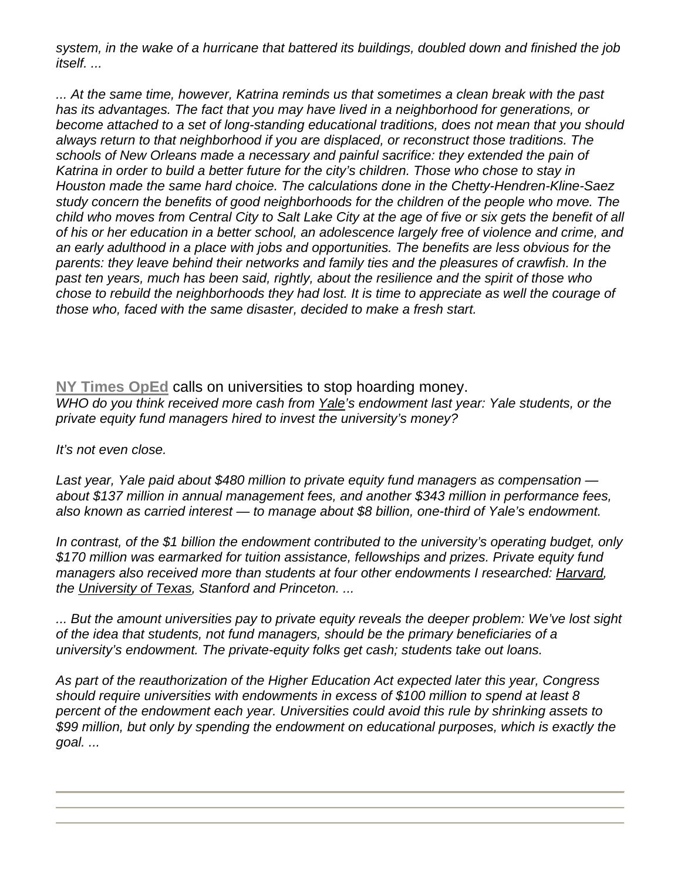*system, in the wake of a hurricane that battered its buildings, doubled down and finished the job itself. ...*

*... At the same time, however, Katrina reminds us that sometimes a clean break with the past has its advantages. The fact that you may have lived in a neighborhood for generations, or become attached to a set of long-standing educational traditions, does not mean that you should always return to that neighborhood if you are displaced, or reconstruct those traditions. The schools of New Orleans made a necessary and painful sacrifice: they extended the pain of Katrina in order to build a better future for the city's children. Those who chose to stay in Houston made the same hard choice. The calculations done in the Chetty-Hendren-Kline-Saez study concern the benefits of good neighborhoods for the children of the people who move. The child who moves from Central City to Salt Lake City at the age of five or six gets the benefit of all of his or her education in a better school, an adolescence largely free of violence and crime, and an early adulthood in a place with jobs and opportunities. The benefits are less obvious for the parents: they leave behind their networks and family ties and the pleasures of crawfish. In the past ten years, much has been said, rightly, about the resilience and the spirit of those who chose to rebuild the neighborhoods they had lost. It is time to appreciate as well the courage of those who, faced with the same disaster, decided to make a fresh start.*

**NY Times OpEd** calls on universities to stop hoarding money.

*WHO do you think received more cash from Yale's endowment last year: Yale students, or the private equity fund managers hired to invest the university's money?*

*It's not even close.*

*Last year, Yale paid about $480 million to private equity fund managers as compensation — about $137 million in annual management fees, and another $343 million in performance fees, also known as carried interest — to manage about $8 billion, one-third of Yale's endowment.*

*In contrast, of the $1 billion the endowment contributed to the university's operating budget, only $170 million was earmarked for tuition assistance, fellowships and prizes. Private equity fund managers also received more than students at four other endowments I researched: Harvard, the University of Texas, Stanford and Princeton. ...*

*... But the amount universities pay to private equity reveals the deeper problem: We've lost sight of the idea that students, not fund managers, should be the primary beneficiaries of a university's endowment. The private-equity folks get cash; students take out loans.*

*As part of the reauthorization of the Higher Education Act expected later this year, Congress should require universities with endowments in excess of $100 million to spend at least 8 percent of the endowment each year. Universities could avoid this rule by shrinking assets to $99 million, but only by spending the endowment on educational purposes, which is exactly the goal. ...*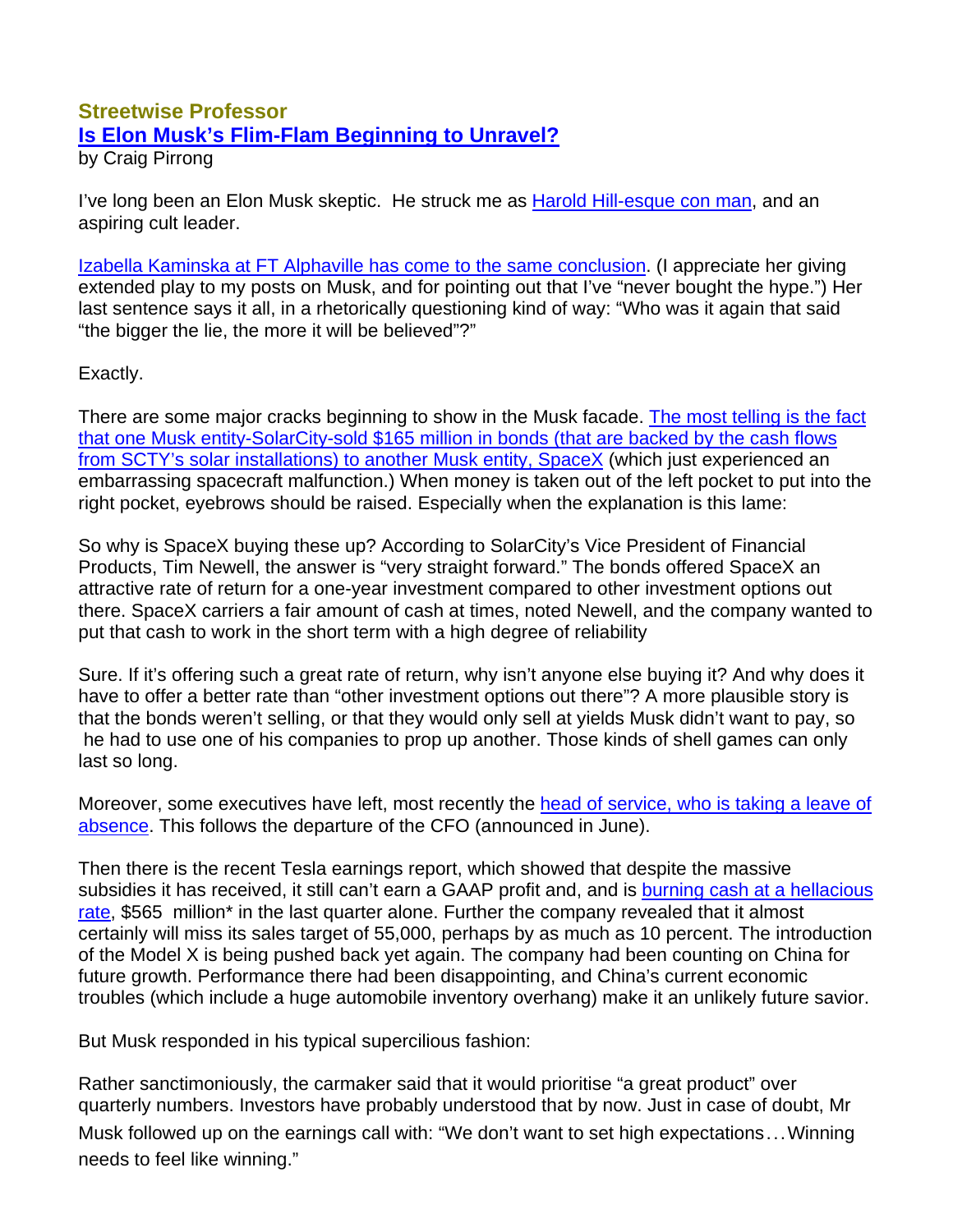## Streetwise Professor

### [Is Elon Musk's Flim-Flam Beginning to Unravel?](#)

by Craig Pirrong

I've long been an Elon Musk skeptic. He struck me as [Harold Hill-esque con man](#), and an aspiring cult leader.

[Izabella Kaminska at FT Alphaville has come to the same conclusion](#). (I appreciate her giving extended play to my posts on Musk, and for pointing out that I've "never bought the hype.") Her last sentence says it all, in a rhetorically questioning kind of way: "Who was it again that said "the bigger the lie, the more it will be believed"?"

Exactly.

There are some major cracks beginning to show in the Musk facade. [The most telling is the fact that one Musk entity-SolarCity-sold $165 million in bonds (that are backed by the cash flows from SCTY's solar installations) to another Musk entity, SpaceX](#) (which just experienced an embarrassing spacecraft malfunction.) When money is taken out of the left pocket to put into the right pocket, eyebrows should be raised. Especially when the explanation is this lame:

So why is SpaceX buying these up? According to SolarCity's Vice President of Financial Products, Tim Newell, the answer is "very straight forward." The bonds offered SpaceX an attractive rate of return for a one-year investment compared to other investment options out there. SpaceX carriers a fair amount of cash at times, noted Newell, and the company wanted to put that cash to work in the short term with a high degree of reliability

Sure. If it's offering such a great rate of return, why isn't anyone else buying it? And why does it have to offer a better rate than "other investment options out there"? A more plausible story is that the bonds weren't selling, or that they would only sell at yields Musk didn't want to pay, so he had to use one of his companies to prop up another. Those kinds of shell games can only last so long.

Moreover, some executives have left, most recently the [head of service, who is taking a leave of absence](#). This follows the departure of the CFO (announced in June).

Then there is the recent Tesla earnings report, which showed that despite the massive subsidies it has received, it still can't earn a GAAP profit and, and is [burning cash at a hellacious rate](#), $565 million* in the last quarter alone. Further the company revealed that it almost certainly will miss its sales target of 55,000, perhaps by as much as 10 percent. The introduction of the Model X is being pushed back yet again. The company had been counting on China for future growth. Performance there had been disappointing, and China's current economic troubles (which include a huge automobile inventory overhang) make it an unlikely future savior.

But Musk responded in his typical supercilious fashion:

Rather sanctimoniously, the carmaker said that it would prioritise "a great product" over quarterly numbers. Investors have probably understood that by now. Just in case of doubt, Mr Musk followed up on the earnings call with: "We don't want to set high expectations… Winning needs to feel like winning."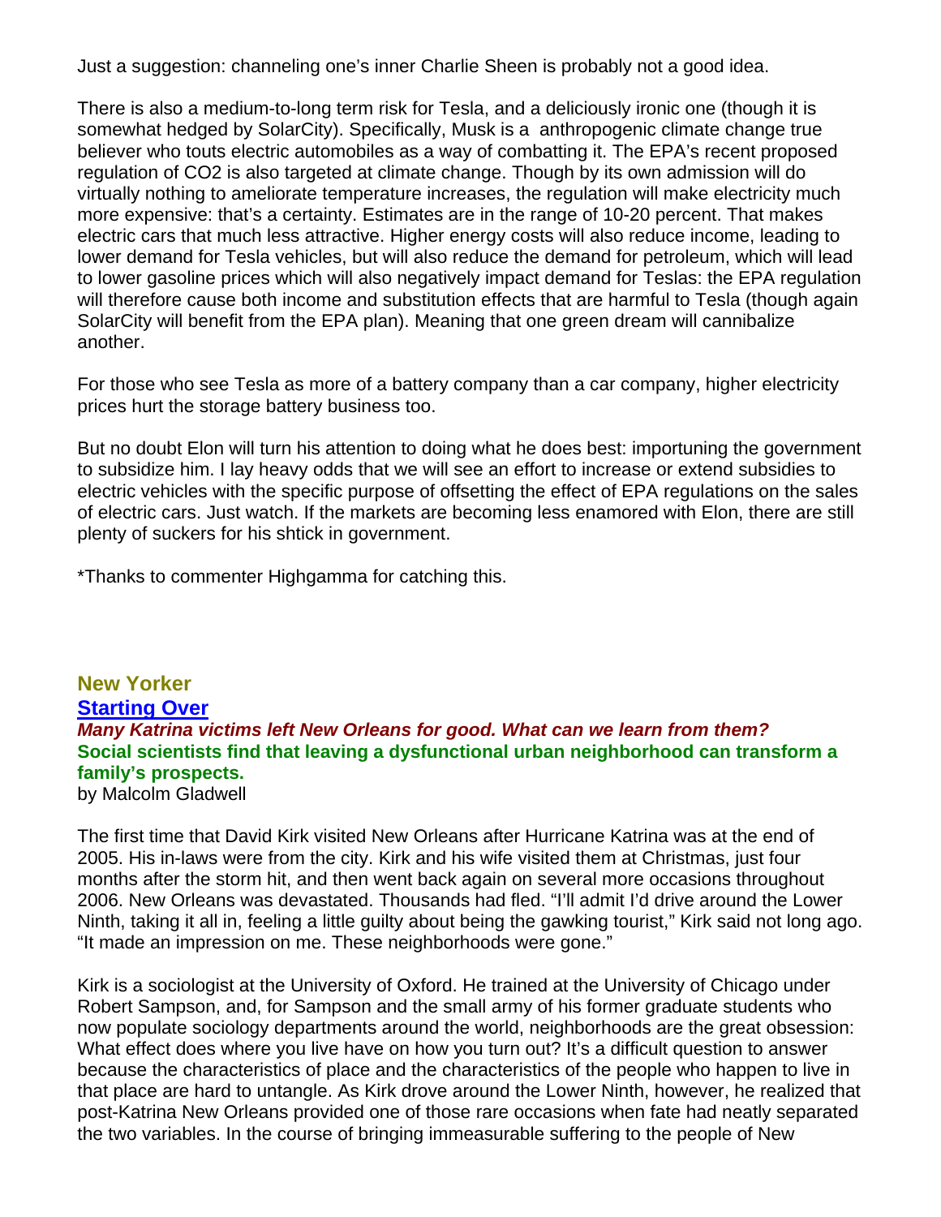Just a suggestion: channeling one's inner Charlie Sheen is probably not a good idea.

There is also a medium-to-long term risk for Tesla, and a deliciously ironic one (though it is somewhat hedged by SolarCity). Specifically, Musk is a anthropogenic climate change true believer who touts electric automobiles as a way of combatting it. The EPA's recent proposed regulation of CO2 is also targeted at climate change. Though by its own admission will do virtually nothing to ameliorate temperature increases, the regulation will make electricity much more expensive: that's a certainty. Estimates are in the range of 10-20 percent. That makes electric cars that much less attractive. Higher energy costs will also reduce income, leading to lower demand for Tesla vehicles, but will also reduce the demand for petroleum, which will lead to lower gasoline prices which will also negatively impact demand for Teslas: the EPA regulation will therefore cause both income and substitution effects that are harmful to Tesla (though again SolarCity will benefit from the EPA plan). Meaning that one green dream will cannibalize another.

For those who see Tesla as more of a battery company than a car company, higher electricity prices hurt the storage battery business too.

But no doubt Elon will turn his attention to doing what he does best: importuning the government to subsidize him. I lay heavy odds that we will see an effort to increase or extend subsidies to electric vehicles with the specific purpose of offsetting the effect of EPA regulations on the sales of electric cars. Just watch. If the markets are becoming less enamored with Elon, there are still plenty of suckers for his shtick in government.

*Thanks to commenter Highgamma for catching this.

## New Yorker

### Starting Over

***Many Katrina victims left New Orleans for good. What can we learn from them?***

**Social scientists find that leaving a dysfunctional urban neighborhood can transform a family's prospects.**

by Malcolm Gladwell

The first time that David Kirk visited New Orleans after Hurricane Katrina was at the end of 2005. His in-laws were from the city. Kirk and his wife visited them at Christmas, just four months after the storm hit, and then went back again on several more occasions throughout 2006. New Orleans was devastated. Thousands had fled. "I'll admit I'd drive around the Lower Ninth, taking it all in, feeling a little guilty about being the gawking tourist," Kirk said not long ago. "It made an impression on me. These neighborhoods were gone."

Kirk is a sociologist at the University of Oxford. He trained at the University of Chicago under Robert Sampson, and, for Sampson and the small army of his former graduate students who now populate sociology departments around the world, neighborhoods are the great obsession: What effect does where you live have on how you turn out? It's a difficult question to answer because the characteristics of place and the characteristics of the people who happen to live in that place are hard to untangle. As Kirk drove around the Lower Ninth, however, he realized that post-Katrina New Orleans provided one of those rare occasions when fate had neatly separated the two variables. In the course of bringing immeasurable suffering to the people of New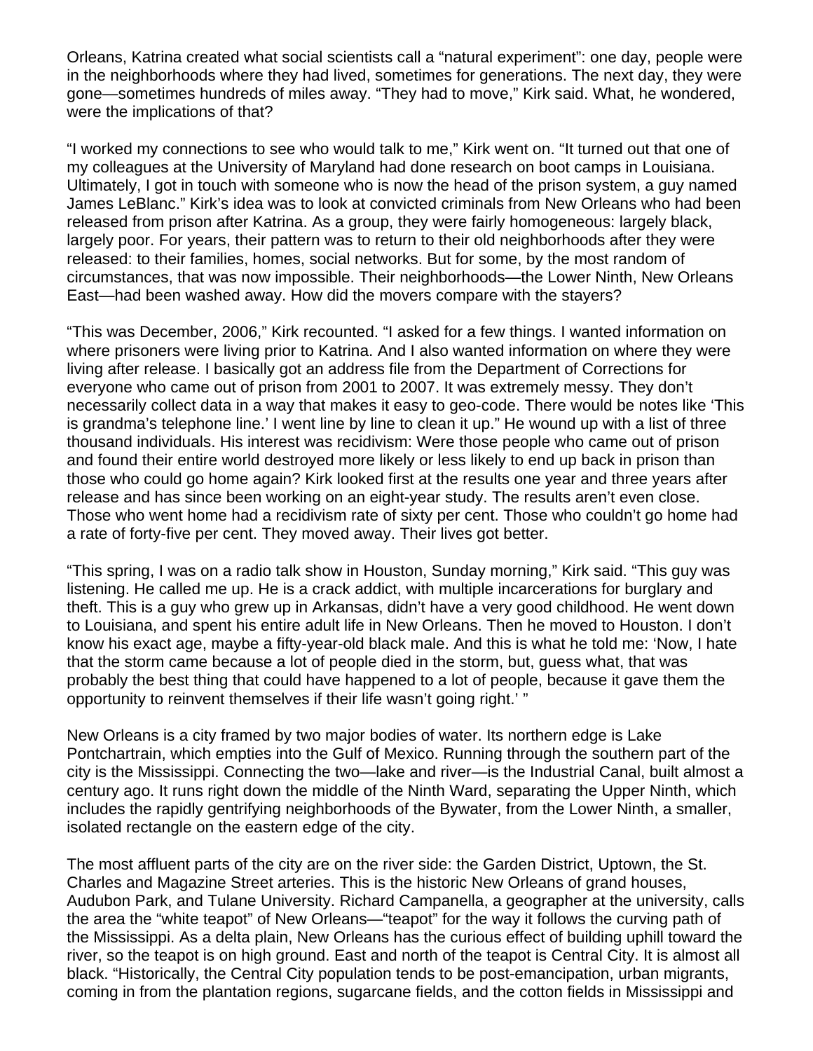Orleans, Katrina created what social scientists call a "natural experiment": one day, people were in the neighborhoods where they had lived, sometimes for generations. The next day, they were gone—sometimes hundreds of miles away. "They had to move," Kirk said. What, he wondered, were the implications of that?

"I worked my connections to see who would talk to me," Kirk went on. "It turned out that one of my colleagues at the University of Maryland had done research on boot camps in Louisiana. Ultimately, I got in touch with someone who is now the head of the prison system, a guy named James LeBlanc." Kirk's idea was to look at convicted criminals from New Orleans who had been released from prison after Katrina. As a group, they were fairly homogeneous: largely black, largely poor. For years, their pattern was to return to their old neighborhoods after they were released: to their families, homes, social networks. But for some, by the most random of circumstances, that was now impossible. Their neighborhoods—the Lower Ninth, New Orleans East—had been washed away. How did the movers compare with the stayers?

"This was December, 2006," Kirk recounted. "I asked for a few things. I wanted information on where prisoners were living prior to Katrina. And I also wanted information on where they were living after release. I basically got an address file from the Department of Corrections for everyone who came out of prison from 2001 to 2007. It was extremely messy. They don't necessarily collect data in a way that makes it easy to geo-code. There would be notes like 'This is grandma's telephone line.' I went line by line to clean it up." He wound up with a list of three thousand individuals. His interest was recidivism: Were those people who came out of prison and found their entire world destroyed more likely or less likely to end up back in prison than those who could go home again? Kirk looked first at the results one year and three years after release and has since been working on an eight-year study. The results aren't even close. Those who went home had a recidivism rate of sixty per cent. Those who couldn't go home had a rate of forty-five per cent. They moved away. Their lives got better.

"This spring, I was on a radio talk show in Houston, Sunday morning," Kirk said. "This guy was listening. He called me up. He is a crack addict, with multiple incarcerations for burglary and theft. This is a guy who grew up in Arkansas, didn't have a very good childhood. He went down to Louisiana, and spent his entire adult life in New Orleans. Then he moved to Houston. I don't know his exact age, maybe a fifty-year-old black male. And this is what he told me: 'Now, I hate that the storm came because a lot of people died in the storm, but, guess what, that was probably the best thing that could have happened to a lot of people, because it gave them the opportunity to reinvent themselves if their life wasn't going right.' "

New Orleans is a city framed by two major bodies of water. Its northern edge is Lake Pontchartrain, which empties into the Gulf of Mexico. Running through the southern part of the city is the Mississippi. Connecting the two—lake and river—is the Industrial Canal, built almost a century ago. It runs right down the middle of the Ninth Ward, separating the Upper Ninth, which includes the rapidly gentrifying neighborhoods of the Bywater, from the Lower Ninth, a smaller, isolated rectangle on the eastern edge of the city.

The most affluent parts of the city are on the river side: the Garden District, Uptown, the St. Charles and Magazine Street arteries. This is the historic New Orleans of grand houses, Audubon Park, and Tulane University. Richard Campanella, a geographer at the university, calls the area the "white teapot" of New Orleans—"teapot" for the way it follows the curving path of the Mississippi. As a delta plain, New Orleans has the curious effect of building uphill toward the river, so the teapot is on high ground. East and north of the teapot is Central City. It is almost all black. "Historically, the Central City population tends to be post-emancipation, urban migrants, coming in from the plantation regions, sugarcane fields, and the cotton fields in Mississippi and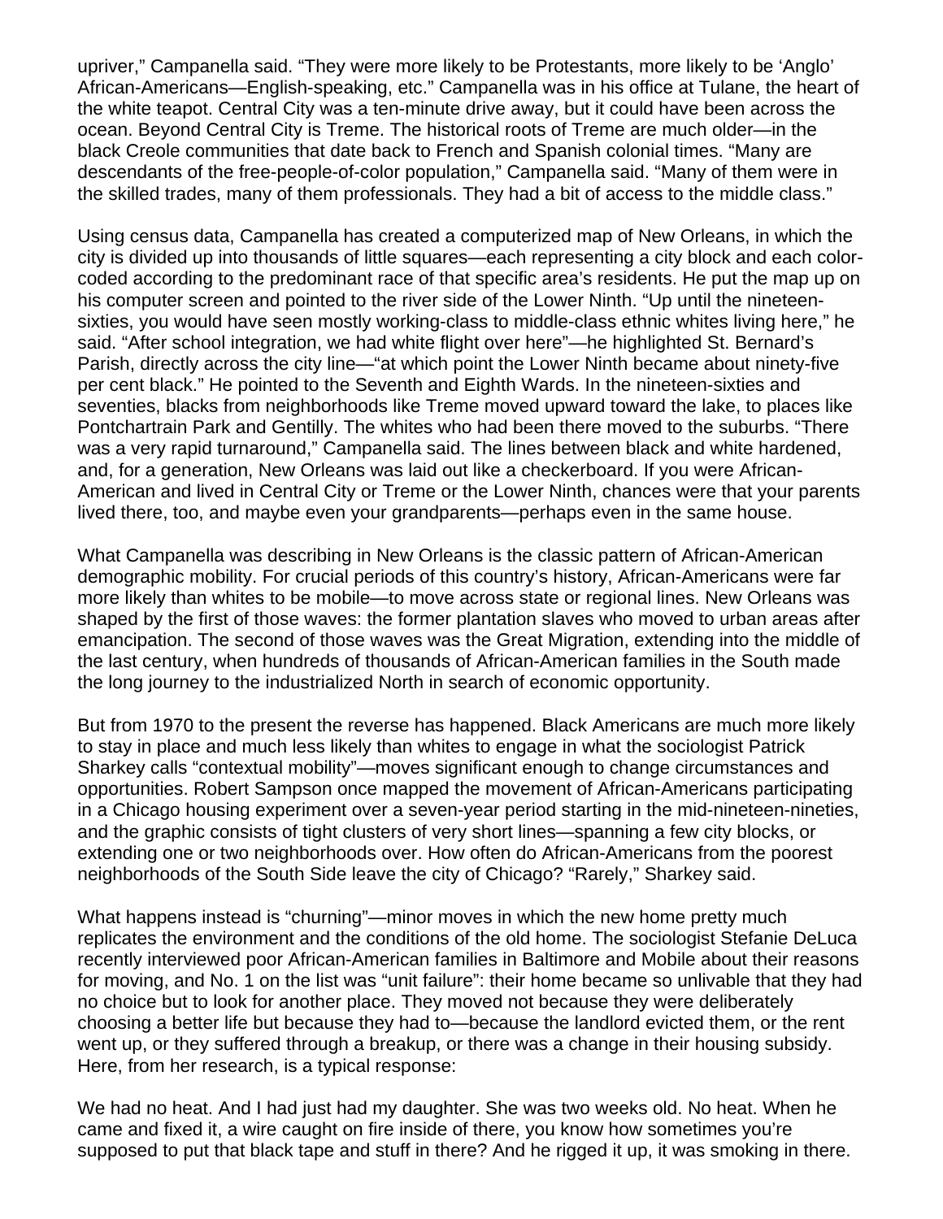upriver," Campanella said. "They were more likely to be Protestants, more likely to be 'Anglo' African-Americans—English-speaking, etc." Campanella was in his office at Tulane, the heart of the white teapot. Central City was a ten-minute drive away, but it could have been across the ocean. Beyond Central City is Treme. The historical roots of Treme are much older—in the black Creole communities that date back to French and Spanish colonial times. "Many are descendants of the free-people-of-color population," Campanella said. "Many of them were in the skilled trades, many of them professionals. They had a bit of access to the middle class."

Using census data, Campanella has created a computerized map of New Orleans, in which the city is divided up into thousands of little squares—each representing a city block and each color-coded according to the predominant race of that specific area's residents. He put the map up on his computer screen and pointed to the river side of the Lower Ninth. "Up until the nineteen-sixties, you would have seen mostly working-class to middle-class ethnic whites living here," he said. "After school integration, we had white flight over here"—he highlighted St. Bernard's Parish, directly across the city line—"at which point the Lower Ninth became about ninety-five per cent black." He pointed to the Seventh and Eighth Wards. In the nineteen-sixties and seventies, blacks from neighborhoods like Treme moved upward toward the lake, to places like Pontchartrain Park and Gentilly. The whites who had been there moved to the suburbs. "There was a very rapid turnaround," Campanella said. The lines between black and white hardened, and, for a generation, New Orleans was laid out like a checkerboard. If you were African-American and lived in Central City or Treme or the Lower Ninth, chances were that your parents lived there, too, and maybe even your grandparents—perhaps even in the same house.

What Campanella was describing in New Orleans is the classic pattern of African-American demographic mobility. For crucial periods of this country's history, African-Americans were far more likely than whites to be mobile—to move across state or regional lines. New Orleans was shaped by the first of those waves: the former plantation slaves who moved to urban areas after emancipation. The second of those waves was the Great Migration, extending into the middle of the last century, when hundreds of thousands of African-American families in the South made the long journey to the industrialized North in search of economic opportunity.

But from 1970 to the present the reverse has happened. Black Americans are much more likely to stay in place and much less likely than whites to engage in what the sociologist Patrick Sharkey calls "contextual mobility"—moves significant enough to change circumstances and opportunities. Robert Sampson once mapped the movement of African-Americans participating in a Chicago housing experiment over a seven-year period starting in the mid-nineteen-nineties, and the graphic consists of tight clusters of very short lines—spanning a few city blocks, or extending one or two neighborhoods over. How often do African-Americans from the poorest neighborhoods of the South Side leave the city of Chicago? "Rarely," Sharkey said.

What happens instead is "churning"—minor moves in which the new home pretty much replicates the environment and the conditions of the old home. The sociologist Stefanie DeLuca recently interviewed poor African-American families in Baltimore and Mobile about their reasons for moving, and No. 1 on the list was "unit failure": their home became so unlivable that they had no choice but to look for another place. They moved not because they were deliberately choosing a better life but because they had to—because the landlord evicted them, or the rent went up, or they suffered through a breakup, or there was a change in their housing subsidy. Here, from her research, is a typical response:

We had no heat. And I had just had my daughter. She was two weeks old. No heat. When he came and fixed it, a wire caught on fire inside of there, you know how sometimes you're supposed to put that black tape and stuff in there? And he rigged it up, it was smoking in there.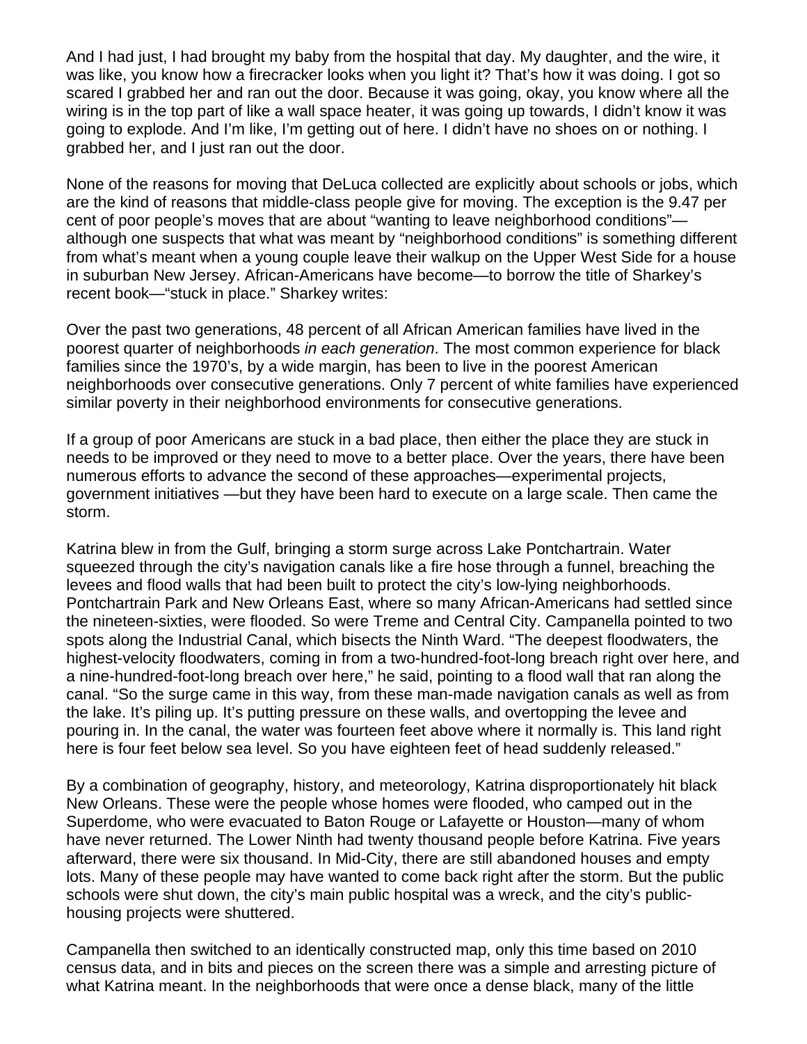And I had just, I had brought my baby from the hospital that day. My daughter, and the wire, it was like, you know how a firecracker looks when you light it? That's how it was doing. I got so scared I grabbed her and ran out the door. Because it was going, okay, you know where all the wiring is in the top part of like a wall space heater, it was going up towards, I didn't know it was going to explode. And I'm like, I'm getting out of here. I didn't have no shoes on or nothing. I grabbed her, and I just ran out the door.

None of the reasons for moving that DeLuca collected are explicitly about schools or jobs, which are the kind of reasons that middle-class people give for moving. The exception is the 9.47 per cent of poor people's moves that are about "wanting to leave neighborhood conditions"—although one suspects that what was meant by "neighborhood conditions" is something different from what's meant when a young couple leave their walkup on the Upper West Side for a house in suburban New Jersey. African-Americans have become—to borrow the title of Sharkey's recent book—"stuck in place." Sharkey writes:

Over the past two generations, 48 percent of all African American families have lived in the poorest quarter of neighborhoods *in each generation*. The most common experience for black families since the 1970's, by a wide margin, has been to live in the poorest American neighborhoods over consecutive generations. Only 7 percent of white families have experienced similar poverty in their neighborhood environments for consecutive generations.

If a group of poor Americans are stuck in a bad place, then either the place they are stuck in needs to be improved or they need to move to a better place. Over the years, there have been numerous efforts to advance the second of these approaches—experimental projects, government initiatives —but they have been hard to execute on a large scale. Then came the storm.

Katrina blew in from the Gulf, bringing a storm surge across Lake Pontchartrain. Water squeezed through the city's navigation canals like a fire hose through a funnel, breaching the levees and flood walls that had been built to protect the city's low-lying neighborhoods. Pontchartrain Park and New Orleans East, where so many African-Americans had settled since the nineteen-sixties, were flooded. So were Treme and Central City. Campanella pointed to two spots along the Industrial Canal, which bisects the Ninth Ward. "The deepest floodwaters, the highest-velocity floodwaters, coming in from a two-hundred-foot-long breach right over here, and a nine-hundred-foot-long breach over here," he said, pointing to a flood wall that ran along the canal. "So the surge came in this way, from these man-made navigation canals as well as from the lake. It's piling up. It's putting pressure on these walls, and overtopping the levee and pouring in. In the canal, the water was fourteen feet above where it normally is. This land right here is four feet below sea level. So you have eighteen feet of head suddenly released."

By a combination of geography, history, and meteorology, Katrina disproportionately hit black New Orleans. These were the people whose homes were flooded, who camped out in the Superdome, who were evacuated to Baton Rouge or Lafayette or Houston—many of whom have never returned. The Lower Ninth had twenty thousand people before Katrina. Five years afterward, there were six thousand. In Mid-City, there are still abandoned houses and empty lots. Many of these people may have wanted to come back right after the storm. But the public schools were shut down, the city's main public hospital was a wreck, and the city's public-housing projects were shuttered.

Campanella then switched to an identically constructed map, only this time based on 2010 census data, and in bits and pieces on the screen there was a simple and arresting picture of what Katrina meant. In the neighborhoods that were once a dense black, many of the little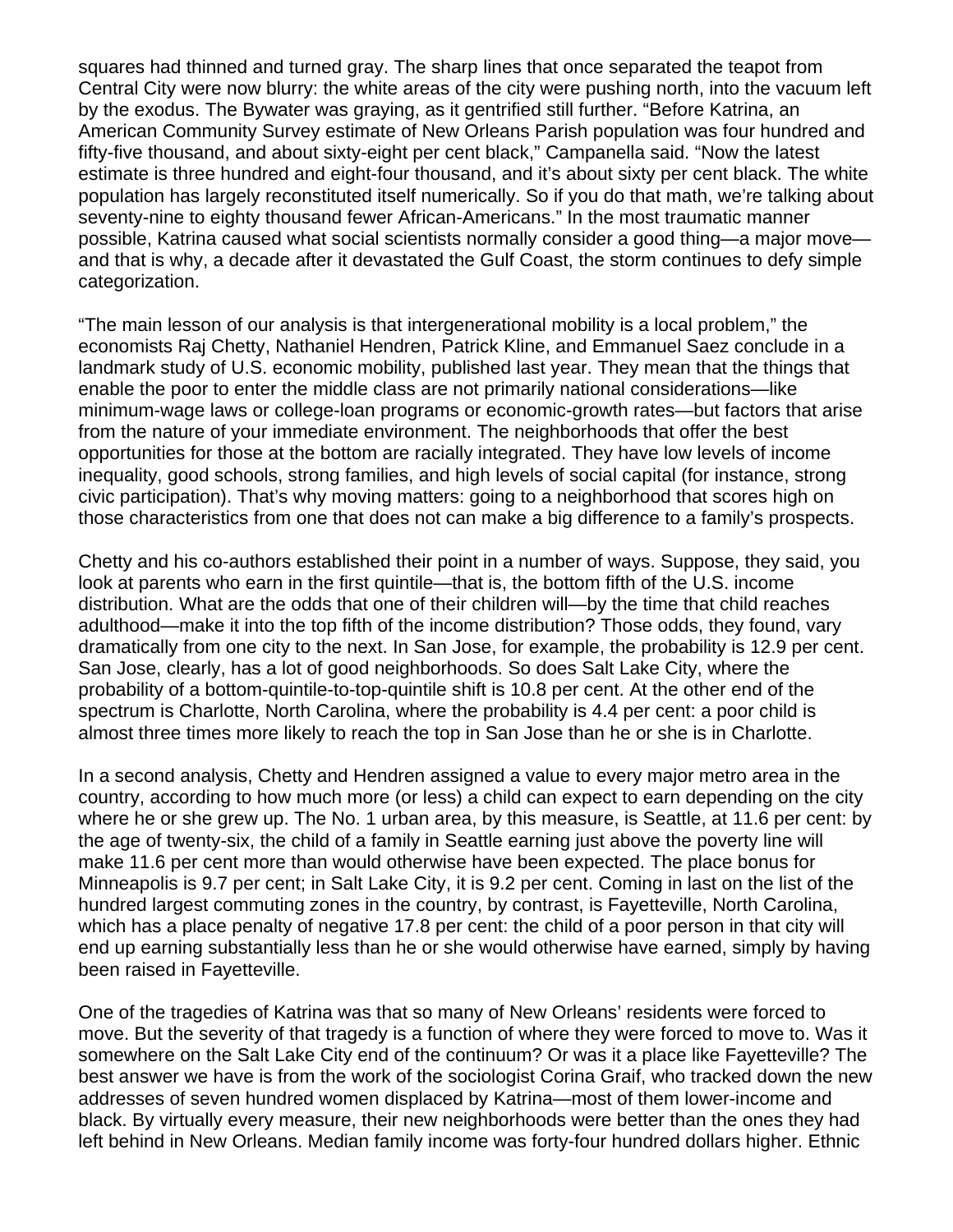squares had thinned and turned gray. The sharp lines that once separated the teapot from Central City were now blurry: the white areas of the city were pushing north, into the vacuum left by the exodus. The Bywater was graying, as it gentrified still further. “Before Katrina, an American Community Survey estimate of New Orleans Parish population was four hundred and fifty-five thousand, and about sixty-eight per cent black,” Campanella said. “Now the latest estimate is three hundred and eight-four thousand, and it’s about sixty per cent black. The white population has largely reconstituted itself numerically. So if you do that math, we’re talking about seventy-nine to eighty thousand fewer African-Americans.” In the most traumatic manner possible, Katrina caused what social scientists normally consider a good thing—a major move—and that is why, a decade after it devastated the Gulf Coast, the storm continues to defy simple categorization.

“The main lesson of our analysis is that intergenerational mobility is a local problem,” the economists Raj Chetty, Nathaniel Hendren, Patrick Kline, and Emmanuel Saez conclude in a landmark study of U.S. economic mobility, published last year. They mean that the things that enable the poor to enter the middle class are not primarily national considerations—like minimum-wage laws or college-loan programs or economic-growth rates—but factors that arise from the nature of your immediate environment. The neighborhoods that offer the best opportunities for those at the bottom are racially integrated. They have low levels of income inequality, good schools, strong families, and high levels of social capital (for instance, strong civic participation). That’s why moving matters: going to a neighborhood that scores high on those characteristics from one that does not can make a big difference to a family’s prospects.

Chetty and his co-authors established their point in a number of ways. Suppose, they said, you look at parents who earn in the first quintile—that is, the bottom fifth of the U.S. income distribution. What are the odds that one of their children will—by the time that child reaches adulthood—make it into the top fifth of the income distribution? Those odds, they found, vary dramatically from one city to the next. In San Jose, for example, the probability is 12.9 per cent. San Jose, clearly, has a lot of good neighborhoods. So does Salt Lake City, where the probability of a bottom-quintile-to-top-quintile shift is 10.8 per cent. At the other end of the spectrum is Charlotte, North Carolina, where the probability is 4.4 per cent: a poor child is almost three times more likely to reach the top in San Jose than he or she is in Charlotte.

In a second analysis, Chetty and Hendren assigned a value to every major metro area in the country, according to how much more (or less) a child can expect to earn depending on the city where he or she grew up. The No. 1 urban area, by this measure, is Seattle, at 11.6 per cent: by the age of twenty-six, the child of a family in Seattle earning just above the poverty line will make 11.6 per cent more than would otherwise have been expected. The place bonus for Minneapolis is 9.7 per cent; in Salt Lake City, it is 9.2 per cent. Coming in last on the list of the hundred largest commuting zones in the country, by contrast, is Fayetteville, North Carolina, which has a place penalty of negative 17.8 per cent: the child of a poor person in that city will end up earning substantially less than he or she would otherwise have earned, simply by having been raised in Fayetteville.

One of the tragedies of Katrina was that so many of New Orleans’ residents were forced to move. But the severity of that tragedy is a function of where they were forced to move to. Was it somewhere on the Salt Lake City end of the continuum? Or was it a place like Fayetteville? The best answer we have is from the work of the sociologist Corina Graif, who tracked down the new addresses of seven hundred women displaced by Katrina—most of them lower-income and black. By virtually every measure, their new neighborhoods were better than the ones they had left behind in New Orleans. Median family income was forty-four hundred dollars higher. Ethnic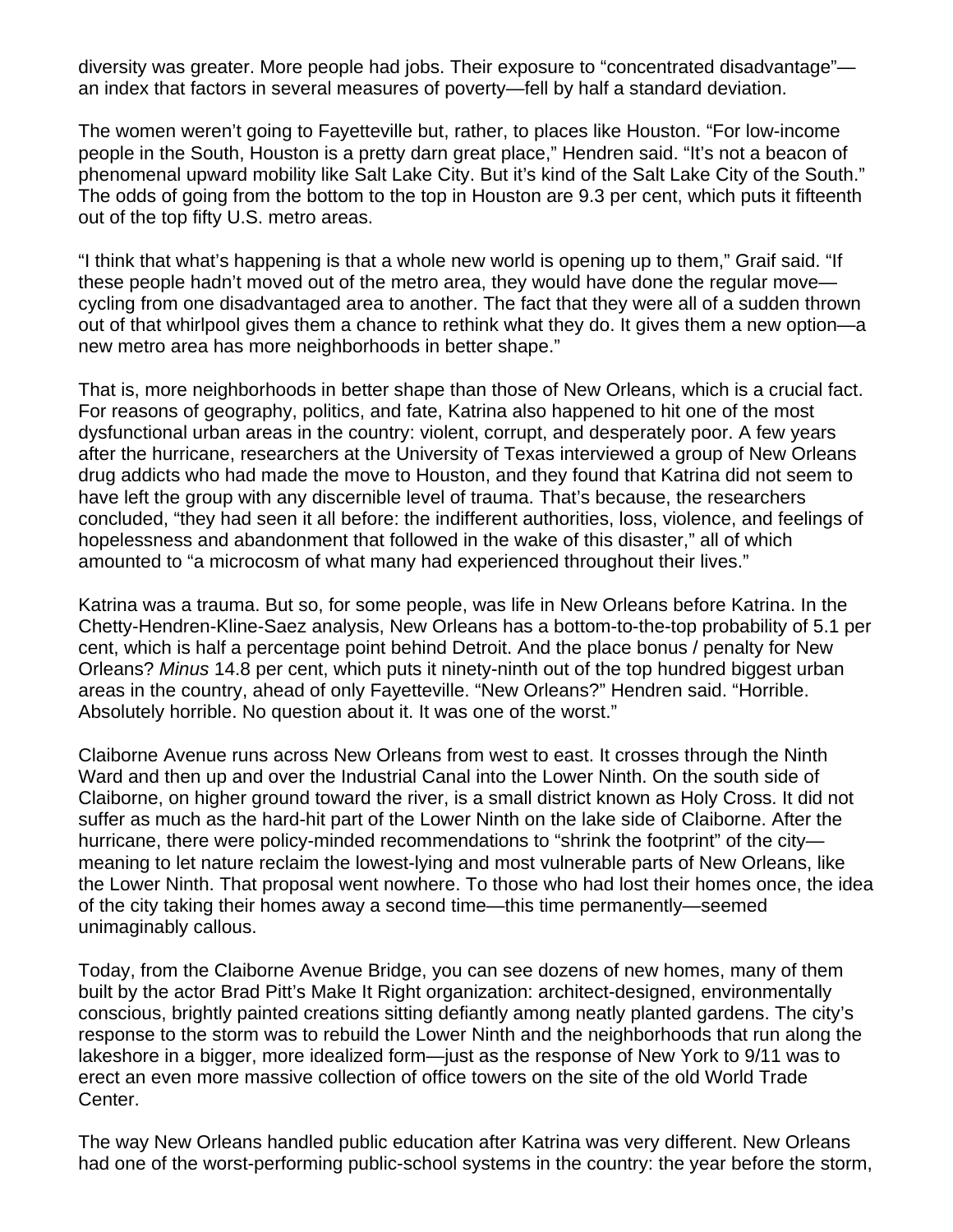diversity was greater. More people had jobs. Their exposure to "concentrated disadvantage"—an index that factors in several measures of poverty—fell by half a standard deviation.

The women weren't going to Fayetteville but, rather, to places like Houston. "For low-income people in the South, Houston is a pretty darn great place," Hendren said. "It's not a beacon of phenomenal upward mobility like Salt Lake City. But it's kind of the Salt Lake City of the South." The odds of going from the bottom to the top in Houston are 9.3 per cent, which puts it fifteenth out of the top fifty U.S. metro areas.

"I think that what's happening is that a whole new world is opening up to them," Graif said. "If these people hadn't moved out of the metro area, they would have done the regular move—cycling from one disadvantaged area to another. The fact that they were all of a sudden thrown out of that whirlpool gives them a chance to rethink what they do. It gives them a new option—a new metro area has more neighborhoods in better shape."

That is, more neighborhoods in better shape than those of New Orleans, which is a crucial fact. For reasons of geography, politics, and fate, Katrina also happened to hit one of the most dysfunctional urban areas in the country: violent, corrupt, and desperately poor. A few years after the hurricane, researchers at the University of Texas interviewed a group of New Orleans drug addicts who had made the move to Houston, and they found that Katrina did not seem to have left the group with any discernible level of trauma. That's because, the researchers concluded, "they had seen it all before: the indifferent authorities, loss, violence, and feelings of hopelessness and abandonment that followed in the wake of this disaster," all of which amounted to "a microcosm of what many had experienced throughout their lives."

Katrina was a trauma. But so, for some people, was life in New Orleans before Katrina. In the Chetty-Hendren-Kline-Saez analysis, New Orleans has a bottom-to-the-top probability of 5.1 per cent, which is half a percentage point behind Detroit. And the place bonus / penalty for New Orleans? *Minus* 14.8 per cent, which puts it ninety-ninth out of the top hundred biggest urban areas in the country, ahead of only Fayetteville. "New Orleans?" Hendren said. "Horrible. Absolutely horrible. No question about it. It was one of the worst."

Claiborne Avenue runs across New Orleans from west to east. It crosses through the Ninth Ward and then up and over the Industrial Canal into the Lower Ninth. On the south side of Claiborne, on higher ground toward the river, is a small district known as Holy Cross. It did not suffer as much as the hard-hit part of the Lower Ninth on the lake side of Claiborne. After the hurricane, there were policy-minded recommendations to "shrink the footprint" of the city—meaning to let nature reclaim the lowest-lying and most vulnerable parts of New Orleans, like the Lower Ninth. That proposal went nowhere. To those who had lost their homes once, the idea of the city taking their homes away a second time—this time permanently—seemed unimaginably callous.

Today, from the Claiborne Avenue Bridge, you can see dozens of new homes, many of them built by the actor Brad Pitt's Make It Right organization: architect-designed, environmentally conscious, brightly painted creations sitting defiantly among neatly planted gardens. The city's response to the storm was to rebuild the Lower Ninth and the neighborhoods that run along the lakeshore in a bigger, more idealized form—just as the response of New York to 9/11 was to erect an even more massive collection of office towers on the site of the old World Trade Center.

The way New Orleans handled public education after Katrina was very different. New Orleans had one of the worst-performing public-school systems in the country: the year before the storm,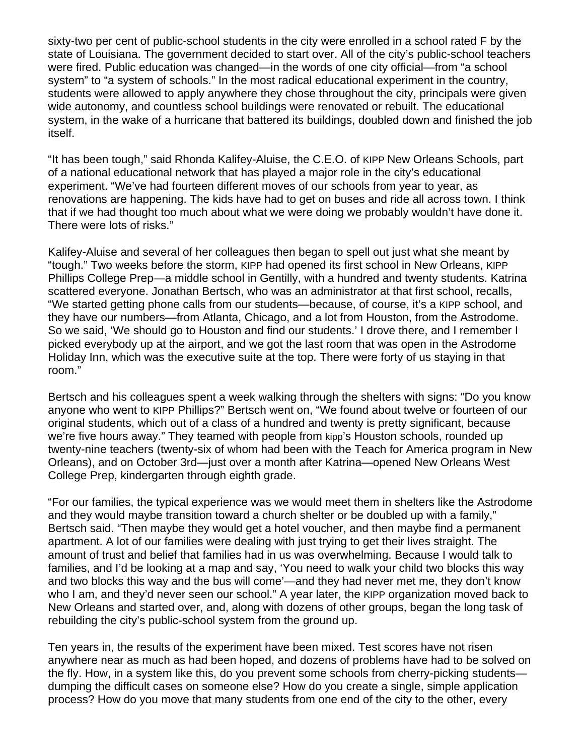sixty-two per cent of public-school students in the city were enrolled in a school rated F by the state of Louisiana. The government decided to start over. All of the city's public-school teachers were fired. Public education was changed—in the words of one city official—from "a school system" to "a system of schools." In the most radical educational experiment in the country, students were allowed to apply anywhere they chose throughout the city, principals were given wide autonomy, and countless school buildings were renovated or rebuilt. The educational system, in the wake of a hurricane that battered its buildings, doubled down and finished the job itself.

"It has been tough," said Rhonda Kalifey-Aluise, the C.E.O. of KIPP New Orleans Schools, part of a national educational network that has played a major role in the city's educational experiment. "We've had fourteen different moves of our schools from year to year, as renovations are happening. The kids have had to get on buses and ride all across town. I think that if we had thought too much about what we were doing we probably wouldn't have done it. There were lots of risks."

Kalifey-Aluise and several of her colleagues then began to spell out just what she meant by "tough." Two weeks before the storm, KIPP had opened its first school in New Orleans, KIPP Phillips College Prep—a middle school in Gentilly, with a hundred and twenty students. Katrina scattered everyone. Jonathan Bertsch, who was an administrator at that first school, recalls, "We started getting phone calls from our students—because, of course, it's a KIPP school, and they have our numbers—from Atlanta, Chicago, and a lot from Houston, from the Astrodome. So we said, 'We should go to Houston and find our students.' I drove there, and I remember I picked everybody up at the airport, and we got the last room that was open in the Astrodome Holiday Inn, which was the executive suite at the top. There were forty of us staying in that room."

Bertsch and his colleagues spent a week walking through the shelters with signs: "Do you know anyone who went to KIPP Phillips?" Bertsch went on, "We found about twelve or fourteen of our original students, which out of a class of a hundred and twenty is pretty significant, because we're five hours away." They teamed with people from kipp's Houston schools, rounded up twenty-nine teachers (twenty-six of whom had been with the Teach for America program in New Orleans), and on October 3rd—just over a month after Katrina—opened New Orleans West College Prep, kindergarten through eighth grade.

"For our families, the typical experience was we would meet them in shelters like the Astrodome and they would maybe transition toward a church shelter or be doubled up with a family," Bertsch said. "Then maybe they would get a hotel voucher, and then maybe find a permanent apartment. A lot of our families were dealing with just trying to get their lives straight. The amount of trust and belief that families had in us was overwhelming. Because I would talk to families, and I'd be looking at a map and say, 'You need to walk your child two blocks this way and two blocks this way and the bus will come'—and they had never met me, they don't know who I am, and they'd never seen our school." A year later, the KIPP organization moved back to New Orleans and started over, and, along with dozens of other groups, began the long task of rebuilding the city's public-school system from the ground up.

Ten years in, the results of the experiment have been mixed. Test scores have not risen anywhere near as much as had been hoped, and dozens of problems have had to be solved on the fly. How, in a system like this, do you prevent some schools from cherry-picking students—dumping the difficult cases on someone else? How do you create a single, simple application process? How do you move that many students from one end of the city to the other, every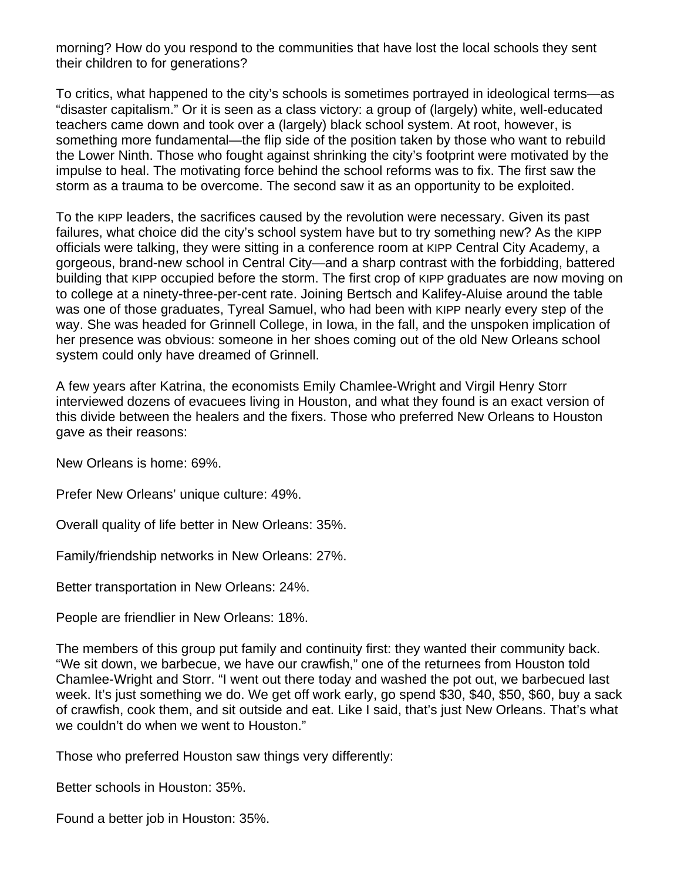morning? How do you respond to the communities that have lost the local schools they sent their children to for generations?

To critics, what happened to the city's schools is sometimes portrayed in ideological terms—as "disaster capitalism." Or it is seen as a class victory: a group of (largely) white, well-educated teachers came down and took over a (largely) black school system. At root, however, is something more fundamental—the flip side of the position taken by those who want to rebuild the Lower Ninth. Those who fought against shrinking the city's footprint were motivated by the impulse to heal. The motivating force behind the school reforms was to fix. The first saw the storm as a trauma to be overcome. The second saw it as an opportunity to be exploited.

To the KIPP leaders, the sacrifices caused by the revolution were necessary. Given its past failures, what choice did the city's school system have but to try something new? As the KIPP officials were talking, they were sitting in a conference room at KIPP Central City Academy, a gorgeous, brand-new school in Central City—and a sharp contrast with the forbidding, battered building that KIPP occupied before the storm. The first crop of KIPP graduates are now moving on to college at a ninety-three-per-cent rate. Joining Bertsch and Kalifey-Aluise around the table was one of those graduates, Tyreal Samuel, who had been with KIPP nearly every step of the way. She was headed for Grinnell College, in Iowa, in the fall, and the unspoken implication of her presence was obvious: someone in her shoes coming out of the old New Orleans school system could only have dreamed of Grinnell.

A few years after Katrina, the economists Emily Chamlee-Wright and Virgil Henry Storr interviewed dozens of evacuees living in Houston, and what they found is an exact version of this divide between the healers and the fixers. Those who preferred New Orleans to Houston gave as their reasons:

New Orleans is home: 69%.

Prefer New Orleans' unique culture: 49%.

Overall quality of life better in New Orleans: 35%.

Family/friendship networks in New Orleans: 27%.

Better transportation in New Orleans: 24%.

People are friendlier in New Orleans: 18%.

The members of this group put family and continuity first: they wanted their community back. "We sit down, we barbecue, we have our crawfish," one of the returnees from Houston told Chamlee-Wright and Storr. "I went out there today and washed the pot out, we barbecued last week. It's just something we do. We get off work early, go spend $30, $40, $50, $60, buy a sack of crawfish, cook them, and sit outside and eat. Like I said, that's just New Orleans. That's what we couldn't do when we went to Houston."

Those who preferred Houston saw things very differently:

Better schools in Houston: 35%.

Found a better job in Houston: 35%.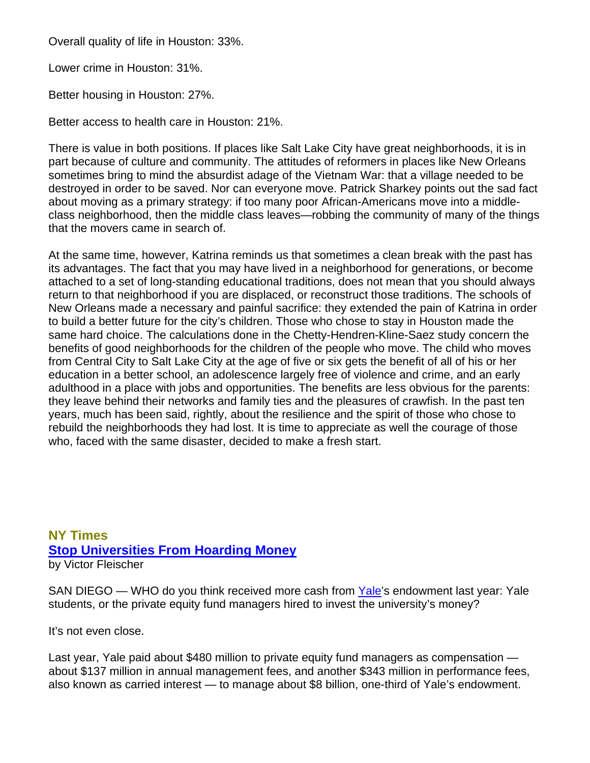Overall quality of life in Houston: 33%.

Lower crime in Houston: 31%.

Better housing in Houston: 27%.

Better access to health care in Houston: 21%.

There is value in both positions. If places like Salt Lake City have great neighborhoods, it is in part because of culture and community. The attitudes of reformers in places like New Orleans sometimes bring to mind the absurdist adage of the Vietnam War: that a village needed to be destroyed in order to be saved. Nor can everyone move. Patrick Sharkey points out the sad fact about moving as a primary strategy: if too many poor African-Americans move into a middle-class neighborhood, then the middle class leaves—robbing the community of many of the things that the movers came in search of.

At the same time, however, Katrina reminds us that sometimes a clean break with the past has its advantages. The fact that you may have lived in a neighborhood for generations, or become attached to a set of long-standing educational traditions, does not mean that you should always return to that neighborhood if you are displaced, or reconstruct those traditions. The schools of New Orleans made a necessary and painful sacrifice: they extended the pain of Katrina in order to build a better future for the city's children. Those who chose to stay in Houston made the same hard choice. The calculations done in the Chetty-Hendren-Kline-Saez study concern the benefits of good neighborhoods for the children of the people who move. The child who moves from Central City to Salt Lake City at the age of five or six gets the benefit of all of his or her education in a better school, an adolescence largely free of violence and crime, and an early adulthood in a place with jobs and opportunities. The benefits are less obvious for the parents: they leave behind their networks and family ties and the pleasures of crawfish. In the past ten years, much has been said, rightly, about the resilience and the spirit of those who chose to rebuild the neighborhoods they had lost. It is time to appreciate as well the courage of those who, faced with the same disaster, decided to make a fresh start.

## NY Times
## Stop Universities From Hoarding Money
by Victor Fleischer

SAN DIEGO — WHO do you think received more cash from Yale's endowment last year: Yale students, or the private equity fund managers hired to invest the university's money?

It's not even close.

Last year, Yale paid about $480 million to private equity fund managers as compensation — about $137 million in annual management fees, and another $343 million in performance fees, also known as carried interest — to manage about $8 billion, one-third of Yale's endowment.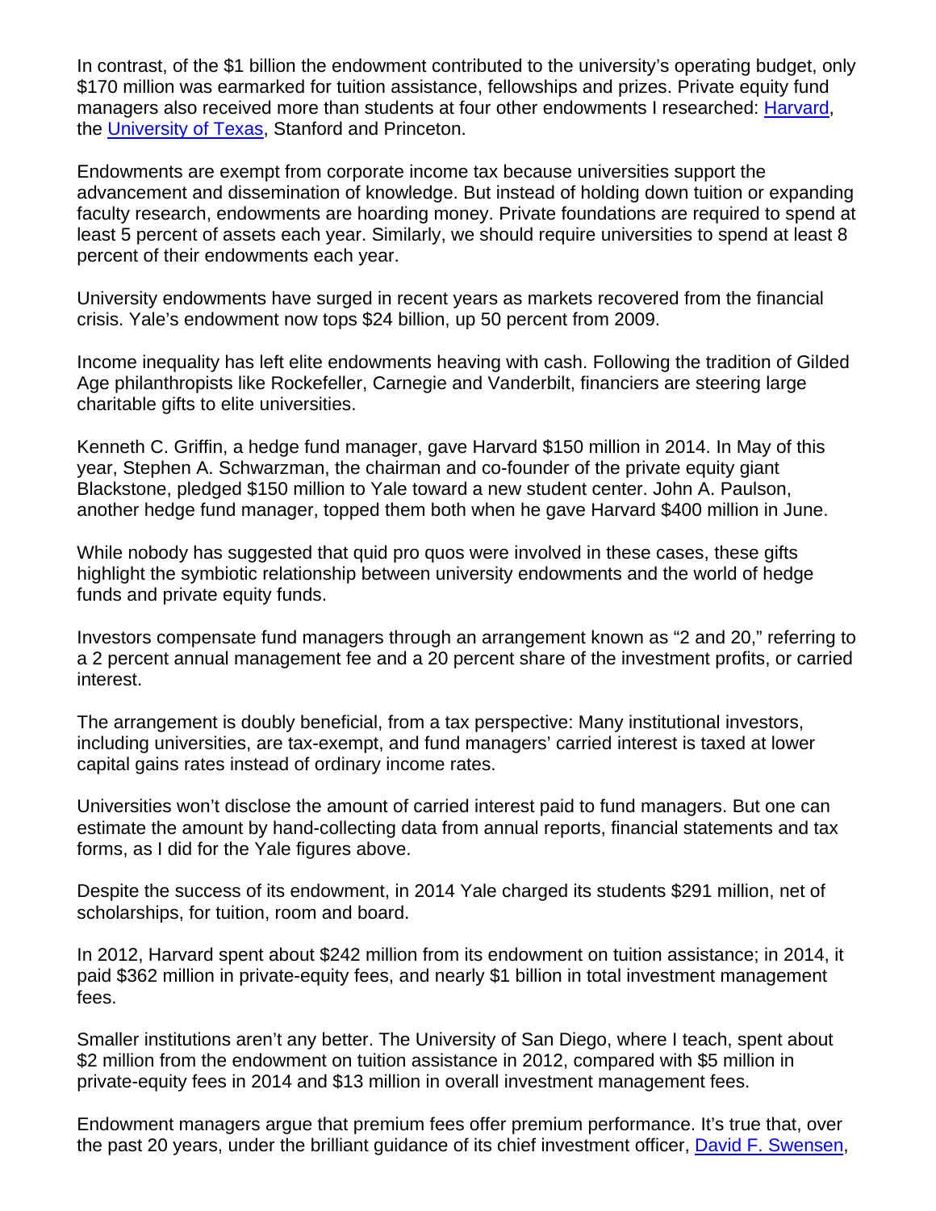In contrast, of the $1 billion the endowment contributed to the university's operating budget, only $170 million was earmarked for tuition assistance, fellowships and prizes. Private equity fund managers also received more than students at four other endowments I researched: [Harvard](), the [University of Texas](), Stanford and Princeton.

Endowments are exempt from corporate income tax because universities support the advancement and dissemination of knowledge. But instead of holding down tuition or expanding faculty research, endowments are hoarding money. Private foundations are required to spend at least 5 percent of assets each year. Similarly, we should require universities to spend at least 8 percent of their endowments each year.

University endowments have surged in recent years as markets recovered from the financial crisis. Yale's endowment now tops $24 billion, up 50 percent from 2009.

Income inequality has left elite endowments heaving with cash. Following the tradition of Gilded Age philanthropists like Rockefeller, Carnegie and Vanderbilt, financiers are steering large charitable gifts to elite universities.

Kenneth C. Griffin, a hedge fund manager, gave Harvard $150 million in 2014. In May of this year, Stephen A. Schwarzman, the chairman and co-founder of the private equity giant Blackstone, pledged $150 million to Yale toward a new student center. John A. Paulson, another hedge fund manager, topped them both when he gave Harvard $400 million in June.

While nobody has suggested that quid pro quos were involved in these cases, these gifts highlight the symbiotic relationship between university endowments and the world of hedge funds and private equity funds.

Investors compensate fund managers through an arrangement known as "2 and 20," referring to a 2 percent annual management fee and a 20 percent share of the investment profits, or carried interest.

The arrangement is doubly beneficial, from a tax perspective: Many institutional investors, including universities, are tax-exempt, and fund managers' carried interest is taxed at lower capital gains rates instead of ordinary income rates.

Universities won't disclose the amount of carried interest paid to fund managers. But one can estimate the amount by hand-collecting data from annual reports, financial statements and tax forms, as I did for the Yale figures above.

Despite the success of its endowment, in 2014 Yale charged its students $291 million, net of scholarships, for tuition, room and board.

In 2012, Harvard spent about $242 million from its endowment on tuition assistance; in 2014, it paid $362 million in private-equity fees, and nearly $1 billion in total investment management fees.

Smaller institutions aren't any better. The University of San Diego, where I teach, spent about $2 million from the endowment on tuition assistance in 2012, compared with $5 million in private-equity fees in 2014 and $13 million in overall investment management fees.

Endowment managers argue that premium fees offer premium performance. It's true that, over the past 20 years, under the brilliant guidance of its chief investment officer, [David F. Swensen](),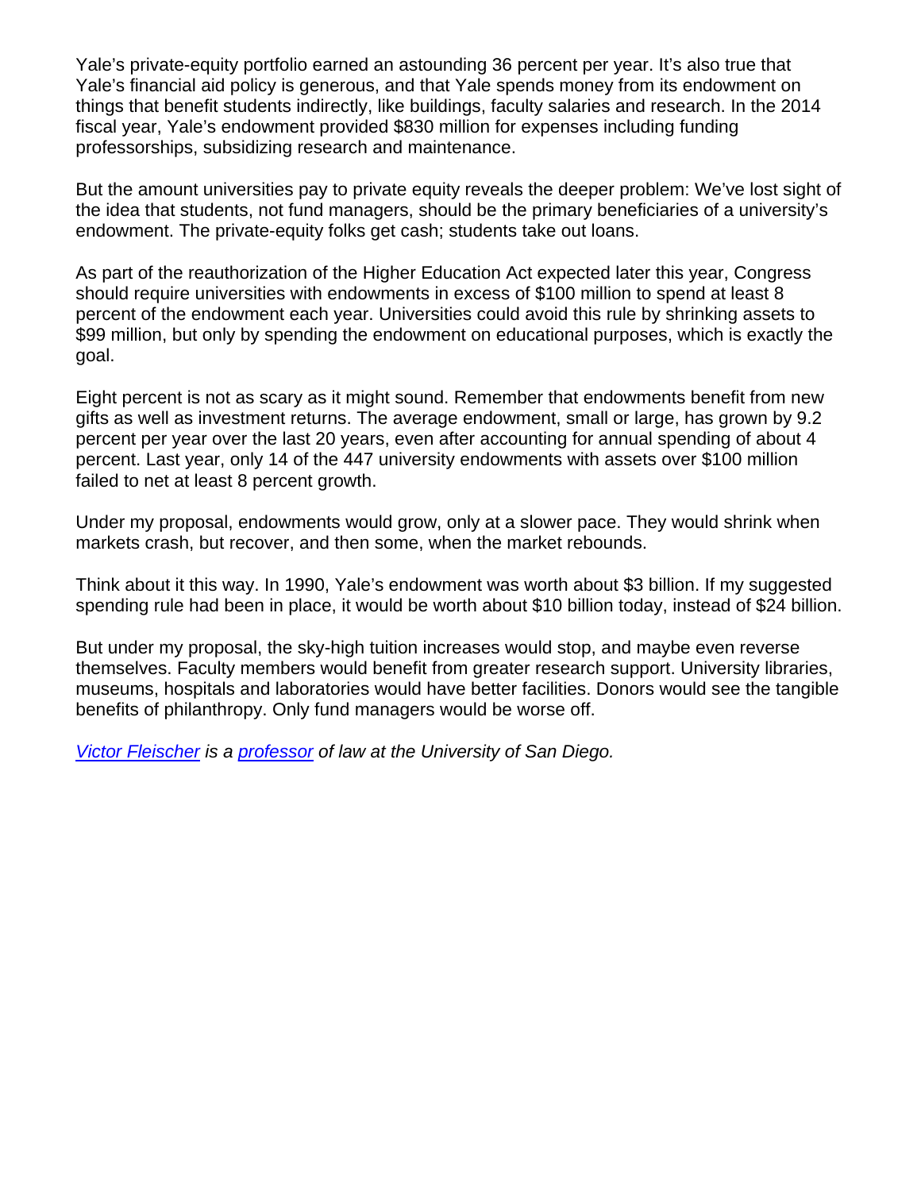Yale's private-equity portfolio earned an astounding 36 percent per year. It's also true that Yale's financial aid policy is generous, and that Yale spends money from its endowment on things that benefit students indirectly, like buildings, faculty salaries and research. In the 2014 fiscal year, Yale's endowment provided $830 million for expenses including funding professorships, subsidizing research and maintenance.

But the amount universities pay to private equity reveals the deeper problem: We've lost sight of the idea that students, not fund managers, should be the primary beneficiaries of a university's endowment. The private-equity folks get cash; students take out loans.

As part of the reauthorization of the Higher Education Act expected later this year, Congress should require universities with endowments in excess of $100 million to spend at least 8 percent of the endowment each year. Universities could avoid this rule by shrinking assets to $99 million, but only by spending the endowment on educational purposes, which is exactly the goal.

Eight percent is not as scary as it might sound. Remember that endowments benefit from new gifts as well as investment returns. The average endowment, small or large, has grown by 9.2 percent per year over the last 20 years, even after accounting for annual spending of about 4 percent. Last year, only 14 of the 447 university endowments with assets over $100 million failed to net at least 8 percent growth.

Under my proposal, endowments would grow, only at a slower pace. They would shrink when markets crash, but recover, and then some, when the market rebounds.

Think about it this way. In 1990, Yale's endowment was worth about $3 billion. If my suggested spending rule had been in place, it would be worth about $10 billion today, instead of $24 billion.

But under my proposal, the sky-high tuition increases would stop, and maybe even reverse themselves. Faculty members would benefit from greater research support. University libraries, museums, hospitals and laboratories would have better facilities. Donors would see the tangible benefits of philanthropy. Only fund managers would be worse off.

*[Victor Fleischer] is a [professor] of law at the University of San Diego.*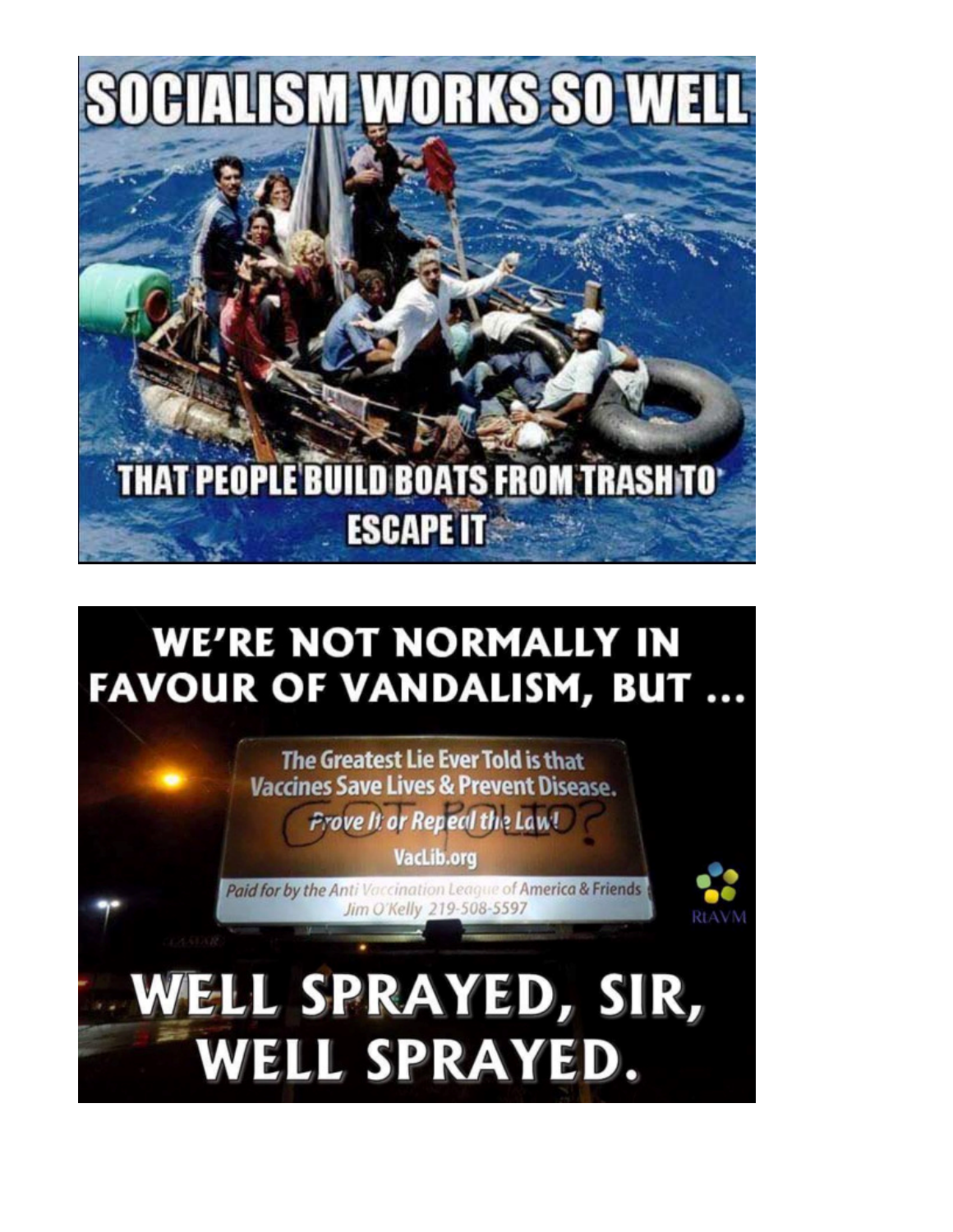SOCIALISM WORKS SO WELL

THAT PEOPLE BUILD BOATS FROM TRASH TO ESCAPE IT

WE'RE NOT NORMALLY IN FAVOUR OF VANDALISM, BUT ...

The Greatest Lie Ever Told is that Vaccines Save Lives & Prevent Disease.

Prove It or Repeal the Law!

GOT POLIO?

VacLib.org

Paid for by the Anti Vaccination League of America & Friends
Jim O'Kelly 219-508-5597

RtAVM

WELL SPRAYED, SIR, WELL SPRAYED.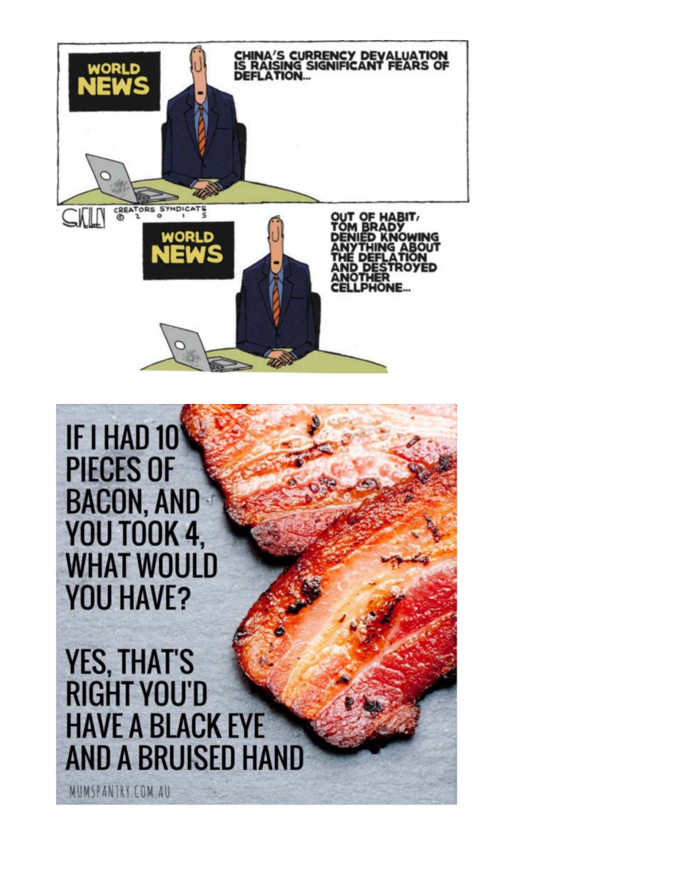WORLD NEWS

CHINA'S CURRENCY DEVALUATION IS RAISING SIGNIFICANT FEARS OF DEFLATION...

SKELLEY CREATORS SYNDICATE © 2015

WORLD NEWS

OUT OF HABIT, TOM BRADY DENIED KNOWING ANYTHING ABOUT THE DEFLATION AND DESTROYED ANOTHER CELLPHONE...

IF I HAD 10 PIECES OF BACON, AND YOU TOOK 4, WHAT WOULD YOU HAVE?

YES, THAT'S RIGHT YOU'D HAVE A BLACK EYE AND A BRUISED HAND

MUMSPANTRY.COM.AU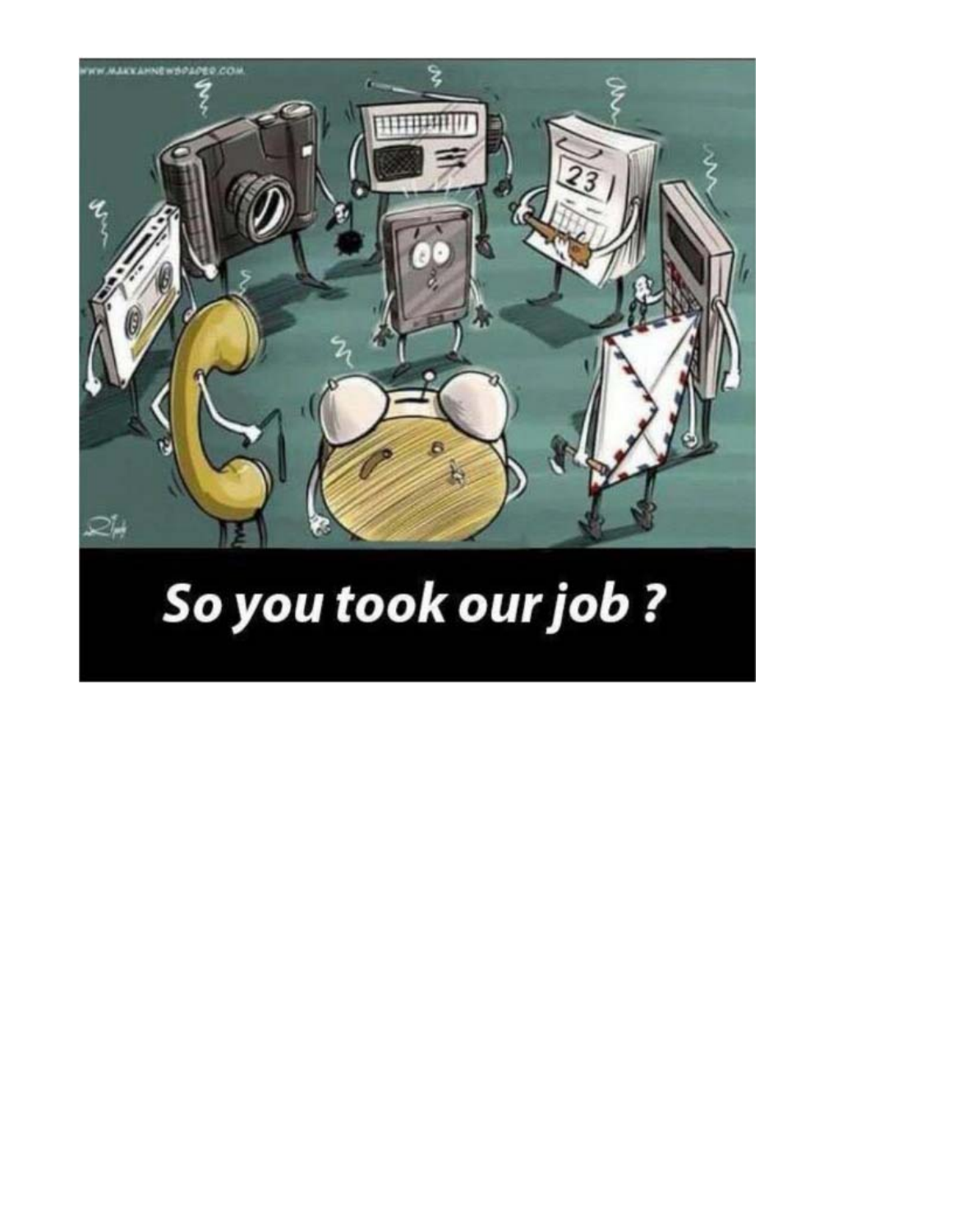So you took our job ?